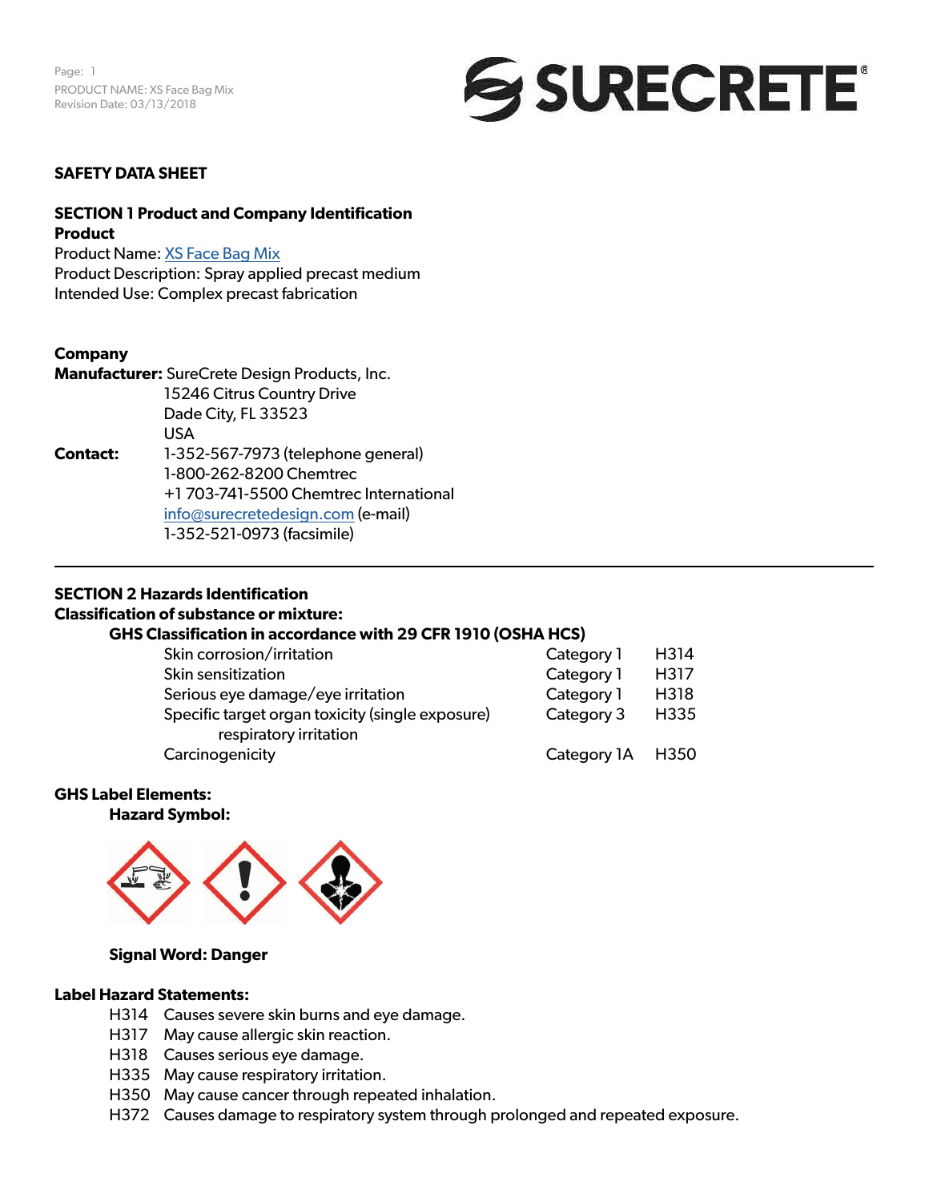# SAFETY DATA SHEET

## SECTION 1 Product and Company Identification

**Product**

Product Name: XS Face Bag Mix
Product Description: Spray applied precast medium
Intended Use: Complex precast fabrication

**Company**

**Manufacturer:** SureCrete Design Products, Inc.
15246 Citrus Country Drive
Dade City, FL 33523
USA

**Contact:** 1-352-567-7973 (telephone general)
1-800-262-8200 Chemtrec
+1 703-741-5500 Chemtrec International
info@surecretedesign.com (e-mail)
1-352-521-0973 (facsimile)

---

## SECTION 2 Hazards Identification

**Classification of substance or mixture:**

**GHS Classification in accordance with 29 CFR 1910 (OSHA HCS)**

| | | |
|---|---|---|
| Skin corrosion/irritation | Category 1 | H314 |
| Skin sensitization | Category 1 | H317 |
| Serious eye damage/eye irritation | Category 1 | H318 |
| Specific target organ toxicity (single exposure) respiratory irritation | Category 3 | H335 |
| Carcinogenicity | Category 1A | H350 |

**GHS Label Elements:**

**Hazard Symbol:**

**Signal Word: Danger**

**Label Hazard Statements:**

- H314 Causes severe skin burns and eye damage.
- H317 May cause allergic skin reaction.
- H318 Causes serious eye damage.
- H335 May cause respiratory irritation.
- H350 May cause cancer through repeated inhalation.
- H372 Causes damage to respiratory system through prolonged and repeated exposure.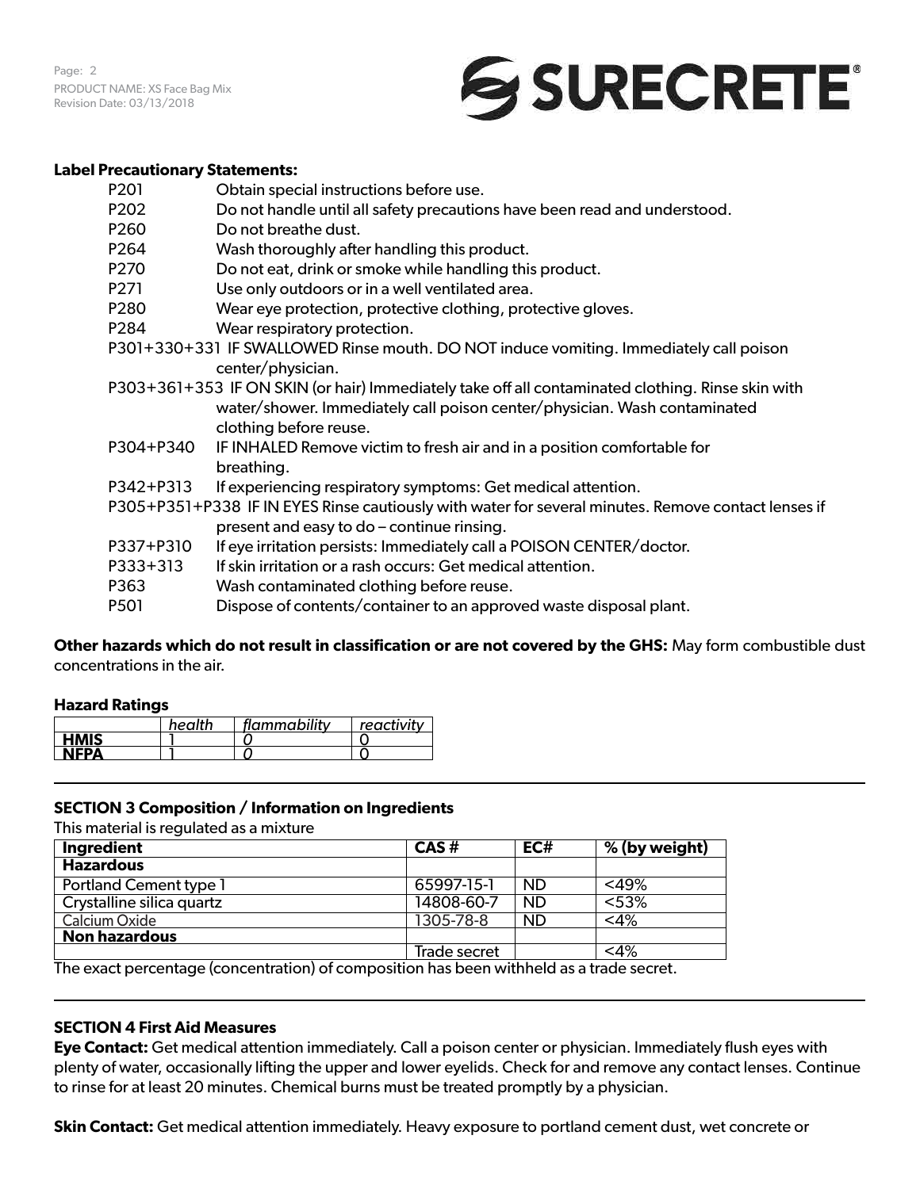**Label Precautionary Statements:**

| | |
|---|---|
| P201 | Obtain special instructions before use. |
| P202 | Do not handle until all safety precautions have been read and understood. |
| P260 | Do not breathe dust. |
| P264 | Wash thoroughly after handling this product. |
| P270 | Do not eat, drink or smoke while handling this product. |
| P271 | Use only outdoors or in a well ventilated area. |
| P280 | Wear eye protection, protective clothing, protective gloves. |
| P284 | Wear respiratory protection. |
| P301+330+331 | IF SWALLOWED Rinse mouth. DO NOT induce vomiting. Immediately call poison center/physician. |
| P303+361+353 | IF ON SKIN (or hair) Immediately take off all contaminated clothing. Rinse skin with water/shower. Immediately call poison center/physician. Wash contaminated clothing before reuse. |
| P304+P340 | IF INHALED Remove victim to fresh air and in a position comfortable for breathing. |
| P342+P313 | If experiencing respiratory symptoms: Get medical attention. |
| P305+P351+P338 | IF IN EYES Rinse cautiously with water for several minutes. Remove contact lenses if present and easy to do – continue rinsing. |
| P337+P310 | If eye irritation persists: Immediately call a POISON CENTER/doctor. |
| P333+313 | If skin irritation or a rash occurs: Get medical attention. |
| P363 | Wash contaminated clothing before reuse. |
| P501 | Dispose of contents/container to an approved waste disposal plant. |

**Other hazards which do not result in classification or are not covered by the GHS:** May form combustible dust concentrations in the air.

**Hazard Ratings**

| | *health* | *flammability* | *reactivity* |
|---|---|---|---|
| **HMIS** | 1 | 0 | 0 |
| **NFPA** | 1 | 0 | 0 |

## SECTION 3 Composition / Information on Ingredients

This material is regulated as a mixture

| Ingredient | CAS # | EC# | % (by weight) |
|---|---|---|---|
| **Hazardous** | | | |
| Portland Cement type 1 | 65997-15-1 | ND | <49% |
| Crystalline silica quartz | 14808-60-7 | ND | <53% |
| Calcium Oxide | 1305-78-8 | ND | <4% |
| **Non hazardous** | | | |
| | Trade secret | | <4% |

The exact percentage (concentration) of composition has been withheld as a trade secret.

## SECTION 4 First Aid Measures

**Eye Contact:** Get medical attention immediately. Call a poison center or physician. Immediately flush eyes with plenty of water, occasionally lifting the upper and lower eyelids. Check for and remove any contact lenses. Continue to rinse for at least 20 minutes. Chemical burns must be treated promptly by a physician.

**Skin Contact:** Get medical attention immediately. Heavy exposure to portland cement dust, wet concrete or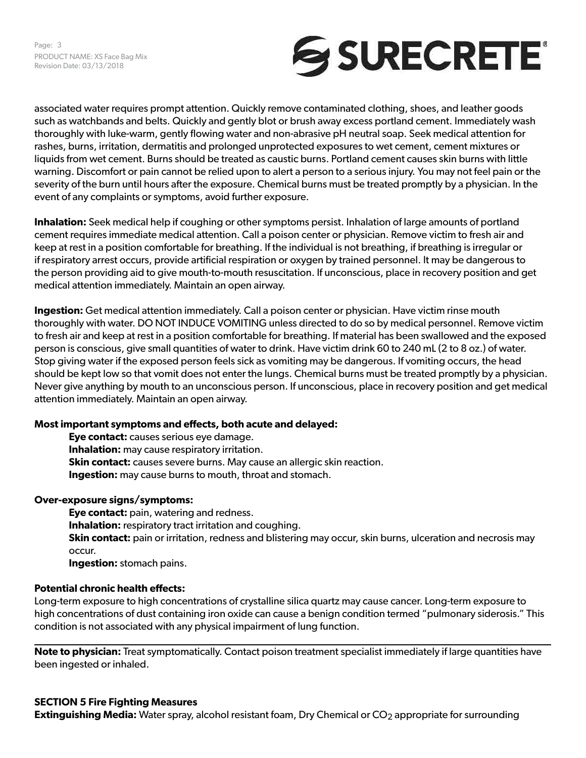associated water requires prompt attention. Quickly remove contaminated clothing, shoes, and leather goods such as watchbands and belts. Quickly and gently blot or brush away excess portland cement. Immediately wash thoroughly with luke-warm, gently flowing water and non-abrasive pH neutral soap. Seek medical attention for rashes, burns, irritation, dermatitis and prolonged unprotected exposures to wet cement, cement mixtures or liquids from wet cement. Burns should be treated as caustic burns. Portland cement causes skin burns with little warning. Discomfort or pain cannot be relied upon to alert a person to a serious injury. You may not feel pain or the severity of the burn until hours after the exposure. Chemical burns must be treated promptly by a physician. In the event of any complaints or symptoms, avoid further exposure.

**Inhalation:** Seek medical help if coughing or other symptoms persist. Inhalation of large amounts of portland cement requires immediate medical attention. Call a poison center or physician. Remove victim to fresh air and keep at rest in a position comfortable for breathing. If the individual is not breathing, if breathing is irregular or if respiratory arrest occurs, provide artificial respiration or oxygen by trained personnel. It may be dangerous to the person providing aid to give mouth-to-mouth resuscitation. If unconscious, place in recovery position and get medical attention immediately. Maintain an open airway.

**Ingestion:** Get medical attention immediately. Call a poison center or physician. Have victim rinse mouth thoroughly with water. DO NOT INDUCE VOMITING unless directed to do so by medical personnel. Remove victim to fresh air and keep at rest in a position comfortable for breathing. If material has been swallowed and the exposed person is conscious, give small quantities of water to drink. Have victim drink 60 to 240 mL (2 to 8 oz.) of water. Stop giving water if the exposed person feels sick as vomiting may be dangerous. If vomiting occurs, the head should be kept low so that vomit does not enter the lungs. Chemical burns must be treated promptly by a physician. Never give anything by mouth to an unconscious person. If unconscious, place in recovery position and get medical attention immediately. Maintain an open airway.

**Most important symptoms and effects, both acute and delayed:**

- **Eye contact:** causes serious eye damage.
- **Inhalation:** may cause respiratory irritation.
- **Skin contact:** causes severe burns. May cause an allergic skin reaction.
- **Ingestion:** may cause burns to mouth, throat and stomach.

**Over-exposure signs/symptoms:**

- **Eye contact:** pain, watering and redness.
- **Inhalation:** respiratory tract irritation and coughing.
- **Skin contact:** pain or irritation, redness and blistering may occur, skin burns, ulceration and necrosis may occur.
- **Ingestion:** stomach pains.

**Potential chronic health effects:**

Long-term exposure to high concentrations of crystalline silica quartz may cause cancer. Long-term exposure to high concentrations of dust containing iron oxide can cause a benign condition termed "pulmonary siderosis." This condition is not associated with any physical impairment of lung function.

---

**Note to physician:** Treat symptomatically. Contact poison treatment specialist immediately if large quantities have been ingested or inhaled.

## SECTION 5 Fire Fighting Measures

**Extinguishing Media:** Water spray, alcohol resistant foam, Dry Chemical or $CO_2$ appropriate for surrounding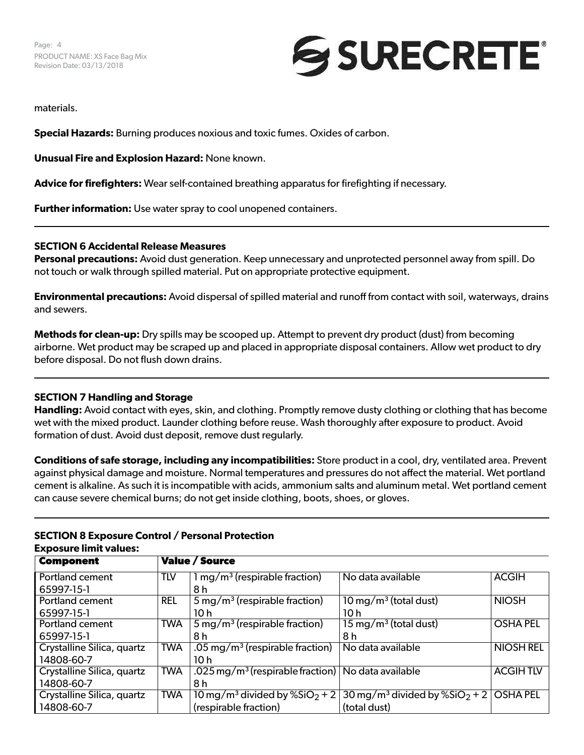materials.

**Special Hazards:** Burning produces noxious and toxic fumes. Oxides of carbon.

**Unusual Fire and Explosion Hazard:** None known.

**Advice for firefighters:** Wear self-contained breathing apparatus for firefighting if necessary.

**Further information:** Use water spray to cool unopened containers.

---

## SECTION 6 Accidental Release Measures

**Personal precautions:** Avoid dust generation. Keep unnecessary and unprotected personnel away from spill. Do not touch or walk through spilled material. Put on appropriate protective equipment.

**Environmental precautions:** Avoid dispersal of spilled material and runoff from contact with soil, waterways, drains and sewers.

**Methods for clean-up:** Dry spills may be scooped up. Attempt to prevent dry product (dust) from becoming airborne. Wet product may be scraped up and placed in appropriate disposal containers. Allow wet product to dry before disposal. Do not flush down drains.

---

## SECTION 7 Handling and Storage

**Handling:** Avoid contact with eyes, skin, and clothing. Promptly remove dusty clothing or clothing that has become wet with the mixed product. Launder clothing before reuse. Wash thoroughly after exposure to product. Avoid formation of dust. Avoid dust deposit, remove dust regularly.

**Conditions of safe storage, including any incompatibilities:** Store product in a cool, dry, ventilated area. Prevent against physical damage and moisture. Normal temperatures and pressures do not affect the material. Wet portland cement is alkaline. As such it is incompatible with acids, ammonium salts and aluminum metal. Wet portland cement can cause severe chemical burns; do not get inside clothing, boots, shoes, or gloves.

---

## SECTION 8 Exposure Control / Personal Protection

**Exposure limit values:**

| Component | Value / Source | | | |
|---|---|---|---|---|
| Portland cement 65997-15-1 | TLV | 1 mg/m³ (respirable fraction) 8 h | No data available | ACGIH |
| Portland cement 65997-15-1 | REL | 5 mg/m³ (respirable fraction) 10 h | 10 mg/m³ (total dust) 10 h | NIOSH |
| Portland cement 65997-15-1 | TWA | 5 mg/m³ (respirable fraction) 8 h | 15 mg/m³ (total dust) 8 h | OSHA PEL |
| Crystalline Silica, quartz 14808-60-7 | TWA | .05 mg/m³ (respirable fraction) 10 h | No data available | NIOSH REL |
| Crystalline Silica, quartz 14808-60-7 | TWA | .025 mg/m³ (respirable fraction) 8 h | No data available | ACGIH TLV |
| Crystalline Silica, quartz 14808-60-7 | TWA | 10 mg/m³ divided by %$SiO_2$ + 2 (respirable fraction) | 30 mg/m³ divided by %$SiO_2$ + 2 (total dust) | OSHA PEL |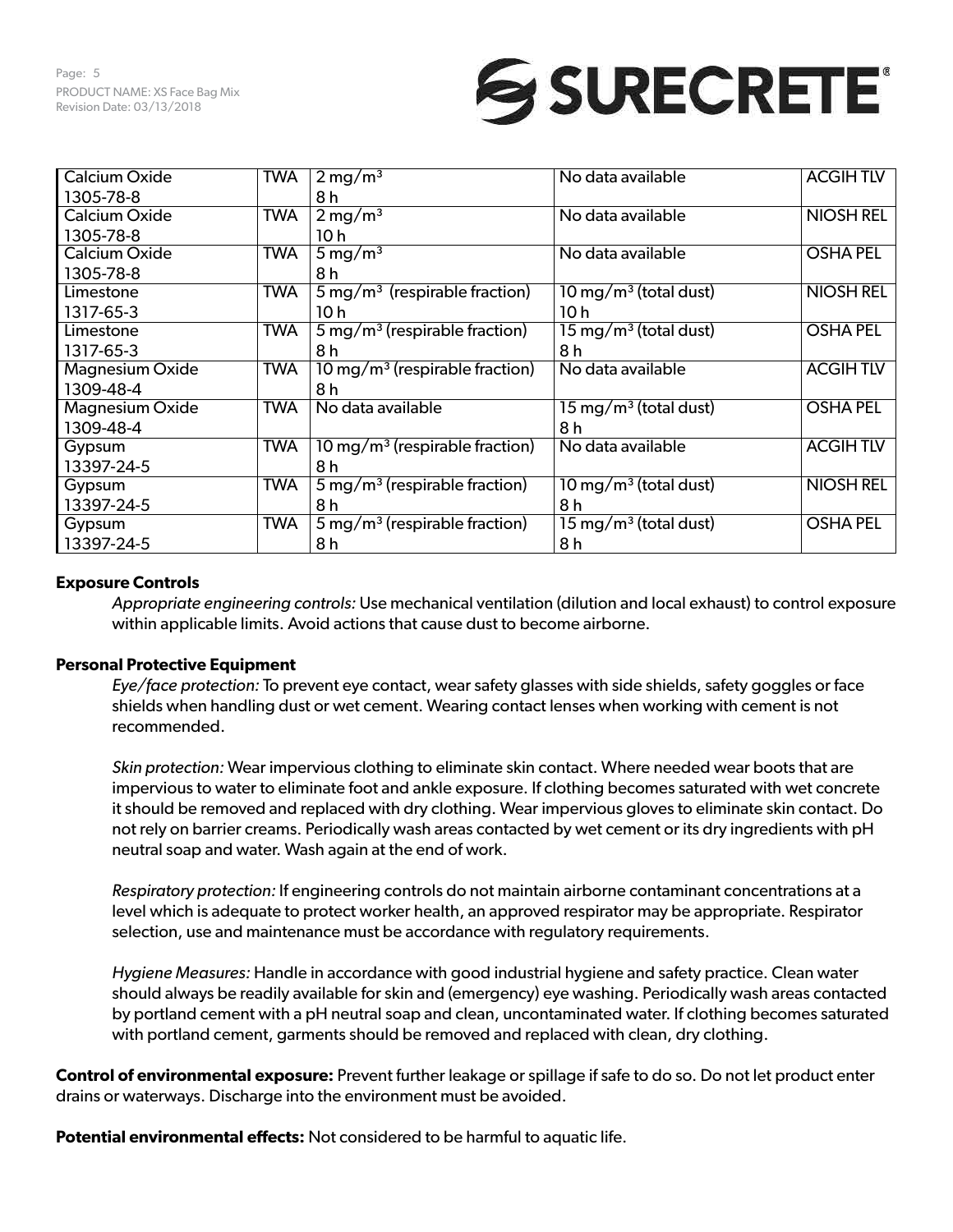| Calcium Oxide 1305-78-8 | TWA | 2 mg/m$^3$ 8 h | No data available | ACGIH TLV |
|---|---|---|---|---|
| Calcium Oxide 1305-78-8 | TWA | 2 mg/m$^3$ 10 h | No data available | NIOSH REL |
| Calcium Oxide 1305-78-8 | TWA | 5 mg/m$^3$ 8 h | No data available | OSHA PEL |
| Limestone 1317-65-3 | TWA | 5 mg/m$^3$ (respirable fraction) 10 h | 10 mg/m$^3$ (total dust) 10 h | NIOSH REL |
| Limestone 1317-65-3 | TWA | 5 mg/m$^3$ (respirable fraction) 8 h | 15 mg/m$^3$ (total dust) 8 h | OSHA PEL |
| Magnesium Oxide 1309-48-4 | TWA | 10 mg/m$^3$ (respirable fraction) 8 h | No data available | ACGIH TLV |
| Magnesium Oxide 1309-48-4 | TWA | No data available | 15 mg/m$^3$ (total dust) 8 h | OSHA PEL |
| Gypsum 13397-24-5 | TWA | 10 mg/m$^3$ (respirable fraction) 8 h | No data available | ACGIH TLV |
| Gypsum 13397-24-5 | TWA | 5 mg/m$^3$ (respirable fraction) 8 h | 10 mg/m$^3$ (total dust) 8 h | NIOSH REL |
| Gypsum 13397-24-5 | TWA | 5 mg/m$^3$ (respirable fraction) 8 h | 15 mg/m$^3$ (total dust) 8 h | OSHA PEL |

**Exposure Controls**

*Appropriate engineering controls:* Use mechanical ventilation (dilution and local exhaust) to control exposure within applicable limits. Avoid actions that cause dust to become airborne.

**Personal Protective Equipment**

*Eye/face protection:* To prevent eye contact, wear safety glasses with side shields, safety goggles or face shields when handling dust or wet cement. Wearing contact lenses when working with cement is not recommended.

*Skin protection:* Wear impervious clothing to eliminate skin contact. Where needed wear boots that are impervious to water to eliminate foot and ankle exposure. If clothing becomes saturated with wet concrete it should be removed and replaced with dry clothing. Wear impervious gloves to eliminate skin contact. Do not rely on barrier creams. Periodically wash areas contacted by wet cement or its dry ingredients with pH neutral soap and water. Wash again at the end of work.

*Respiratory protection:* If engineering controls do not maintain airborne contaminant concentrations at a level which is adequate to protect worker health, an approved respirator may be appropriate. Respirator selection, use and maintenance must be accordance with regulatory requirements.

*Hygiene Measures:* Handle in accordance with good industrial hygiene and safety practice. Clean water should always be readily available for skin and (emergency) eye washing. Periodically wash areas contacted by portland cement with a pH neutral soap and clean, uncontaminated water. If clothing becomes saturated with portland cement, garments should be removed and replaced with clean, dry clothing.

**Control of environmental exposure:** Prevent further leakage or spillage if safe to do so. Do not let product enter drains or waterways. Discharge into the environment must be avoided.

**Potential environmental effects:** Not considered to be harmful to aquatic life.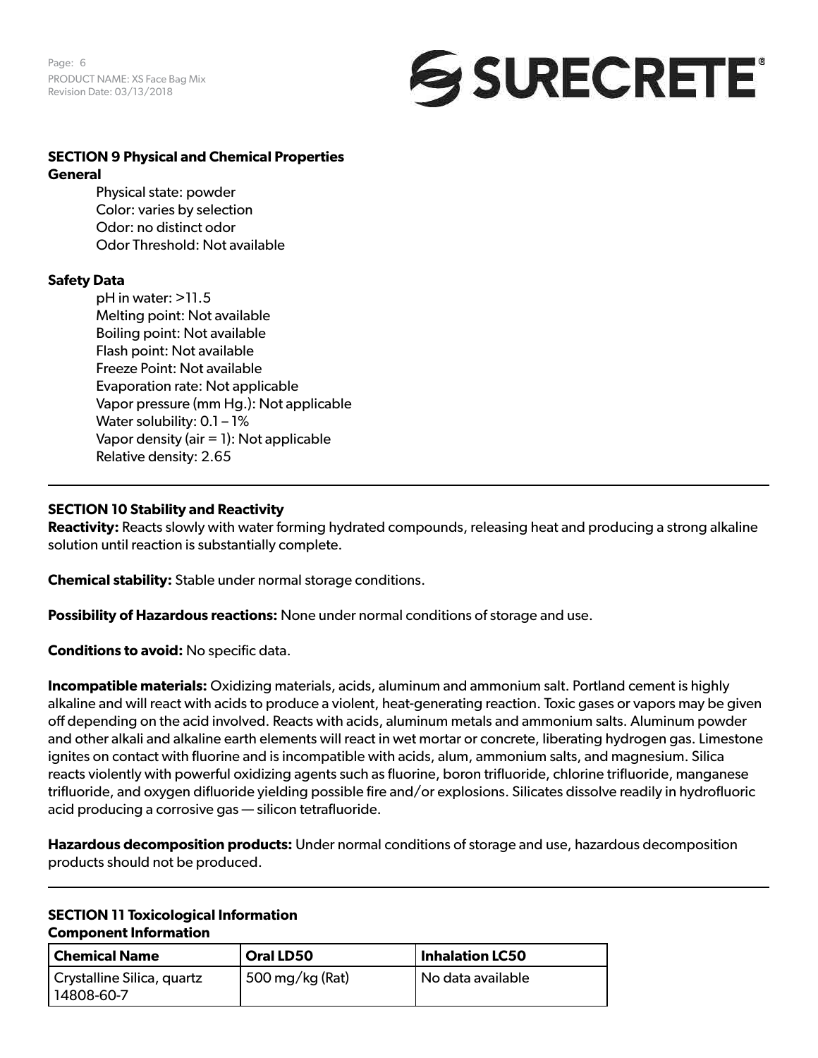## SECTION 9 Physical and Chemical Properties

### General

Physical state: powder
Color: varies by selection
Odor: no distinct odor
Odor Threshold: Not available

### Safety Data

pH in water: >11.5
Melting point: Not available
Boiling point: Not available
Flash point: Not available
Freeze Point: Not available
Evaporation rate: Not applicable
Vapor pressure (mm Hg.): Not applicable
Water solubility: 0.1 – 1%
Vapor density (air = 1): Not applicable
Relative density: 2.65

---

## SECTION 10 Stability and Reactivity

**Reactivity:** Reacts slowly with water forming hydrated compounds, releasing heat and producing a strong alkaline solution until reaction is substantially complete.

**Chemical stability:** Stable under normal storage conditions.

**Possibility of Hazardous reactions:** None under normal conditions of storage and use.

**Conditions to avoid:** No specific data.

**Incompatible materials:** Oxidizing materials, acids, aluminum and ammonium salt. Portland cement is highly alkaline and will react with acids to produce a violent, heat-generating reaction. Toxic gases or vapors may be given off depending on the acid involved. Reacts with acids, aluminum metals and ammonium salts. Aluminum powder and other alkali and alkaline earth elements will react in wet mortar or concrete, liberating hydrogen gas. Limestone ignites on contact with fluorine and is incompatible with acids, alum, ammonium salts, and magnesium. Silica reacts violently with powerful oxidizing agents such as fluorine, boron trifluoride, chlorine trifluoride, manganese trifluoride, and oxygen difluoride yielding possible fire and/or explosions. Silicates dissolve readily in hydrofluoric acid producing a corrosive gas — silicon tetrafluoride.

**Hazardous decomposition products:** Under normal conditions of storage and use, hazardous decomposition products should not be produced.

---

## SECTION 11 Toxicological Information

### Component Information

| Chemical Name | Oral LD50 | Inhalation LC50 |
| --- | --- | --- |
| Crystalline Silica, quartz 14808-60-7 | 500 mg/kg (Rat) | No data available |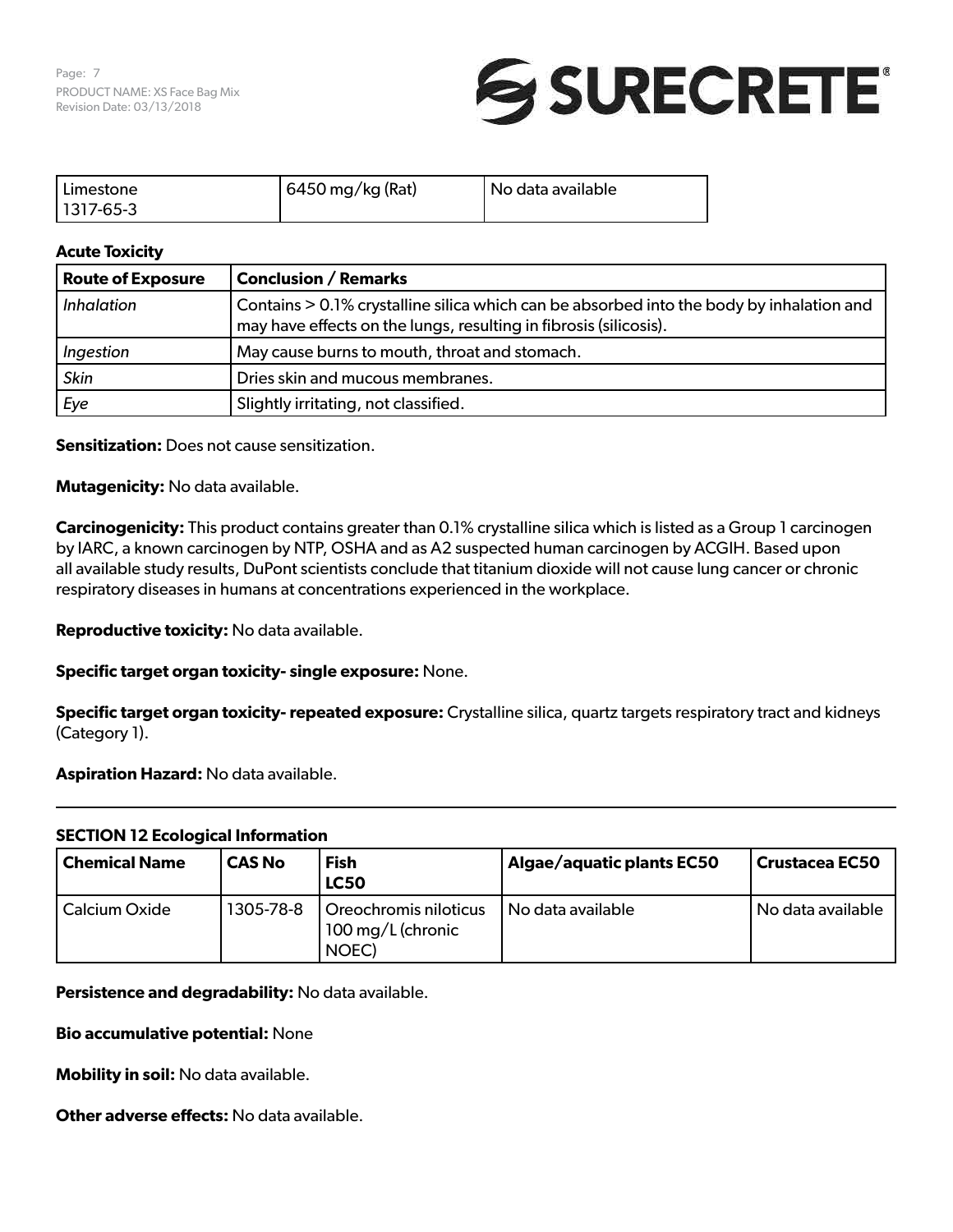| Limestone 1317-65-3 | 6450 mg/kg (Rat) | No data available |
|---|---|---|

**Acute Toxicity**

| Route of Exposure | Conclusion / Remarks |
|---|---|
| *Inhalation* | Contains > 0.1% crystalline silica which can be absorbed into the body by inhalation and may have effects on the lungs, resulting in fibrosis (silicosis). |
| *Ingestion* | May cause burns to mouth, throat and stomach. |
| *Skin* | Dries skin and mucous membranes. |
| *Eye* | Slightly irritating, not classified. |

**Sensitization:** Does not cause sensitization.

**Mutagenicity:** No data available.

**Carcinogenicity:** This product contains greater than 0.1% crystalline silica which is listed as a Group 1 carcinogen by IARC, a known carcinogen by NTP, OSHA and as A2 suspected human carcinogen by ACGIH. Based upon all available study results, DuPont scientists conclude that titanium dioxide will not cause lung cancer or chronic respiratory diseases in humans at concentrations experienced in the workplace.

**Reproductive toxicity:** No data available.

**Specific target organ toxicity- single exposure:** None.

**Specific target organ toxicity- repeated exposure:** Crystalline silica, quartz targets respiratory tract and kidneys (Category 1).

**Aspiration Hazard:** No data available.

---

**SECTION 12 Ecological Information**

| Chemical Name | CAS No | Fish LC50 | Algae/aquatic plants EC50 | Crustacea EC50 |
|---|---|---|---|---|
| Calcium Oxide | 1305-78-8 | Oreochromis niloticus 100 mg/L (chronic NOEC) | No data available | No data available |

**Persistence and degradability:** No data available.

**Bio accumulative potential:** None

**Mobility in soil:** No data available.

**Other adverse effects:** No data available.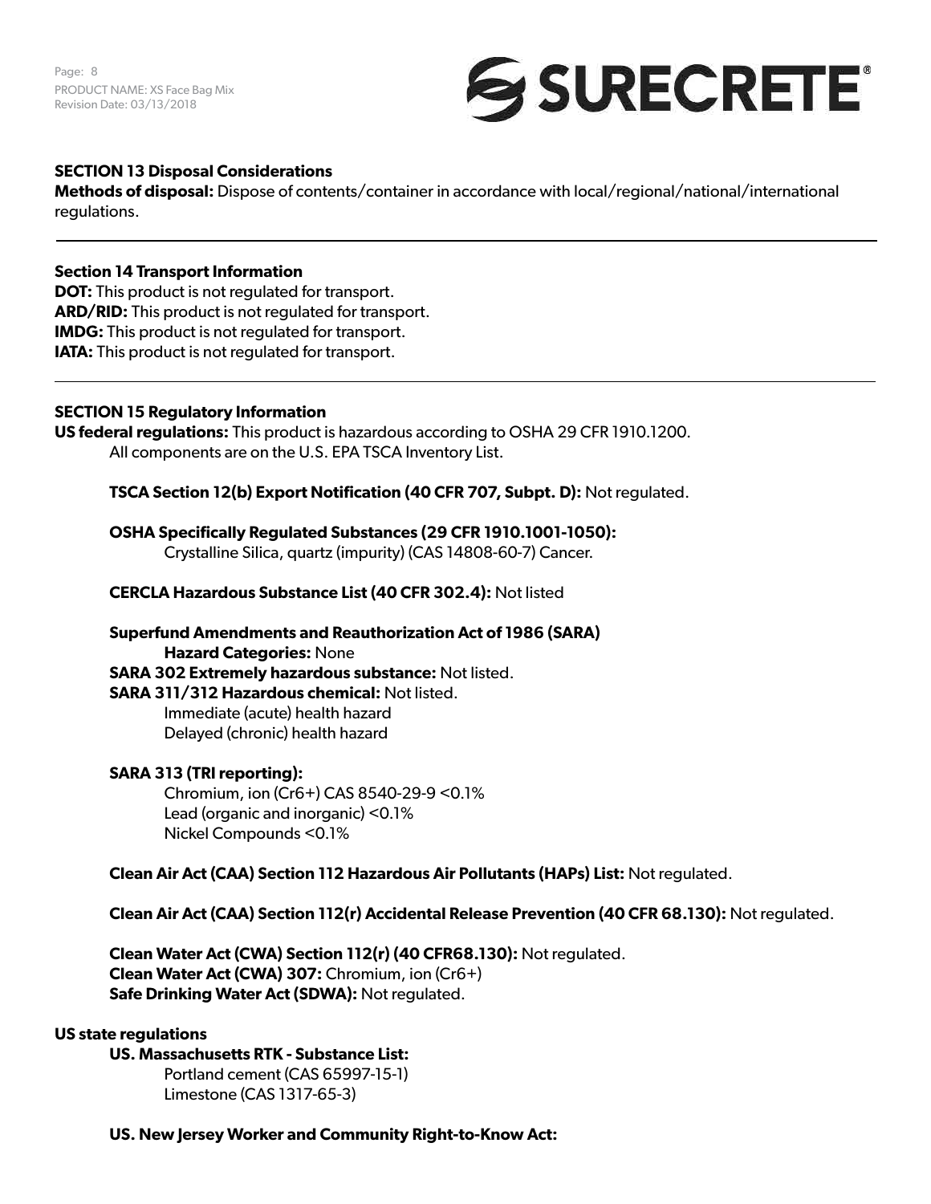## SECTION 13 Disposal Considerations

**Methods of disposal:** Dispose of contents/container in accordance with local/regional/national/international regulations.

---

## Section 14 Transport Information

**DOT:** This product is not regulated for transport.
**ARD/RID:** This product is not regulated for transport.
**IMDG:** This product is not regulated for transport.
**IATA:** This product is not regulated for transport.

---

## SECTION 15 Regulatory Information

**US federal regulations:** This product is hazardous according to OSHA 29 CFR 1910.1200.
All components are on the U.S. EPA TSCA Inventory List.

**TSCA Section 12(b) Export Notification (40 CFR 707, Subpt. D):** Not regulated.

**OSHA Specifically Regulated Substances (29 CFR 1910.1001-1050):**
Crystalline Silica, quartz (impurity) (CAS 14808-60-7) Cancer.

**CERCLA Hazardous Substance List (40 CFR 302.4):** Not listed

**Superfund Amendments and Reauthorization Act of 1986 (SARA)**
**Hazard Categories:** None
**SARA 302 Extremely hazardous substance:** Not listed.
**SARA 311/312 Hazardous chemical:** Not listed.
Immediate (acute) health hazard
Delayed (chronic) health hazard

**SARA 313 (TRI reporting):**
Chromium, ion (Cr6+) CAS 8540-29-9 <0.1%
Lead (organic and inorganic) <0.1%
Nickel Compounds <0.1%

**Clean Air Act (CAA) Section 112 Hazardous Air Pollutants (HAPs) List:** Not regulated.

**Clean Air Act (CAA) Section 112(r) Accidental Release Prevention (40 CFR 68.130):** Not regulated.

**Clean Water Act (CWA) Section 112(r) (40 CFR68.130):** Not regulated.
**Clean Water Act (CWA) 307:** Chromium, ion (Cr6+)
**Safe Drinking Water Act (SDWA):** Not regulated.

**US state regulations**

**US. Massachusetts RTK - Substance List:**
Portland cement (CAS 65997-15-1)
Limestone (CAS 1317-65-3)

**US. New Jersey Worker and Community Right-to-Know Act:**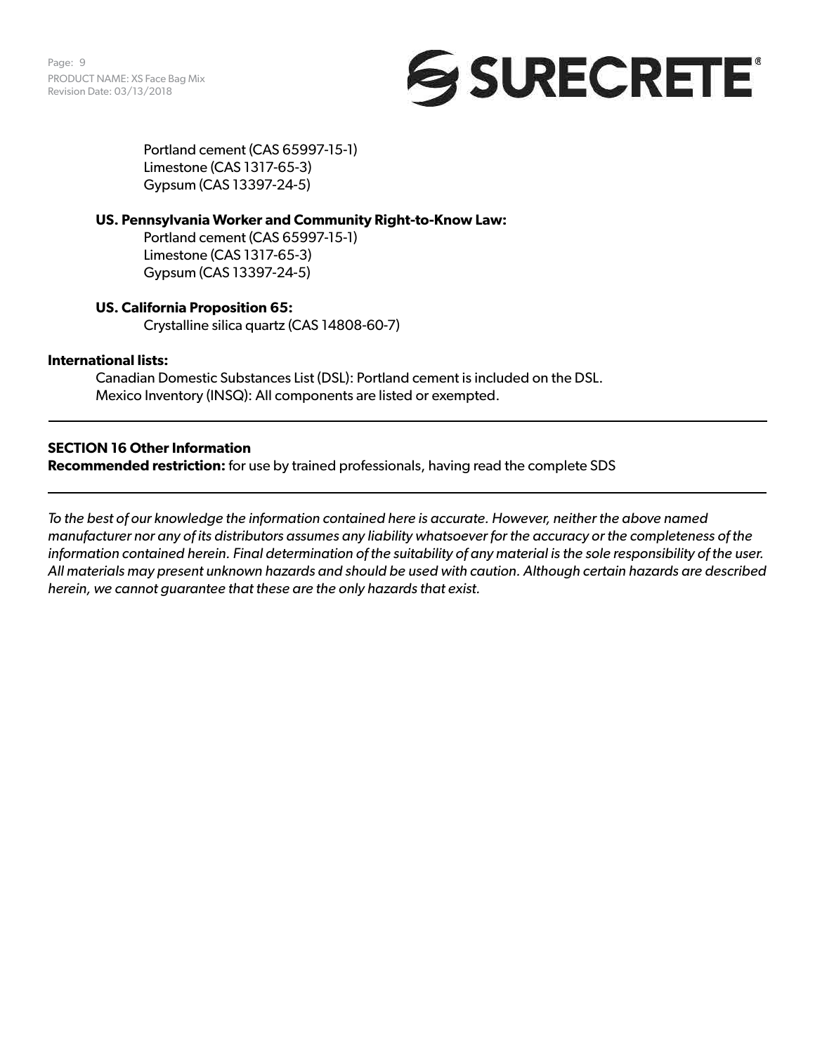Portland cement (CAS 65997-15-1)
Limestone (CAS 1317-65-3)
Gypsum (CAS 13397-24-5)

**US. Pennsylvania Worker and Community Right-to-Know Law:**

Portland cement (CAS 65997-15-1)
Limestone (CAS 1317-65-3)
Gypsum (CAS 13397-24-5)

**US. California Proposition 65:**

Crystalline silica quartz (CAS 14808-60-7)

**International lists:**

Canadian Domestic Substances List (DSL): Portland cement is included on the DSL.
Mexico Inventory (INSQ): All components are listed or exempted.

---

**SECTION 16 Other Information**

**Recommended restriction:** for use by trained professionals, having read the complete SDS

---

*To the best of our knowledge the information contained here is accurate. However, neither the above named manufacturer nor any of its distributors assumes any liability whatsoever for the accuracy or the completeness of the information contained herein. Final determination of the suitability of any material is the sole responsibility of the user. All materials may present unknown hazards and should be used with caution. Although certain hazards are described herein, we cannot guarantee that these are the only hazards that exist.*